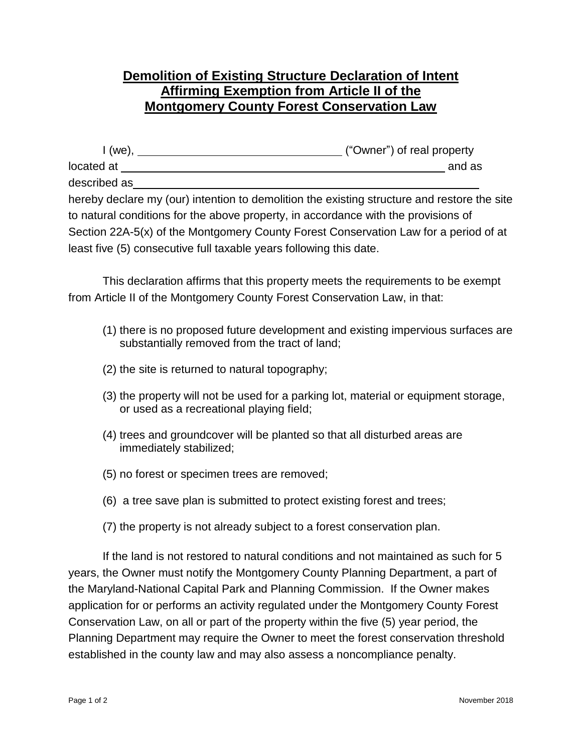# **Demolition of Existing Structure Declaration of Intent**
# **Affirming Exemption from Article II of the**
# **Montgomery County Forest Conservation Law**

I (we), ________________________________ ("Owner") of real property located at ______________________________________________ and as described as______________________________________________ hereby declare my (our) intention to demolition the existing structure and restore the site to natural conditions for the above property, in accordance with the provisions of Section 22A-5(x) of the Montgomery County Forest Conservation Law for a period of at least five (5) consecutive full taxable years following this date.

This declaration affirms that this property meets the requirements to be exempt from Article II of the Montgomery County Forest Conservation Law, in that:

(1) there is no proposed future development and existing impervious surfaces are substantially removed from the tract of land;

(2) the site is returned to natural topography;

(3) the property will not be used for a parking lot, material or equipment storage, or used as a recreational playing field;

(4) trees and groundcover will be planted so that all disturbed areas are immediately stabilized;

(5) no forest or specimen trees are removed;

(6) a tree save plan is submitted to protect existing forest and trees;

(7) the property is not already subject to a forest conservation plan.

If the land is not restored to natural conditions and not maintained as such for 5 years, the Owner must notify the Montgomery County Planning Department, a part of the Maryland-National Capital Park and Planning Commission. If the Owner makes application for or performs an activity regulated under the Montgomery County Forest Conservation Law, on all or part of the property within the five (5) year period, the Planning Department may require the Owner to meet the forest conservation threshold established in the county law and may also assess a noncompliance penalty.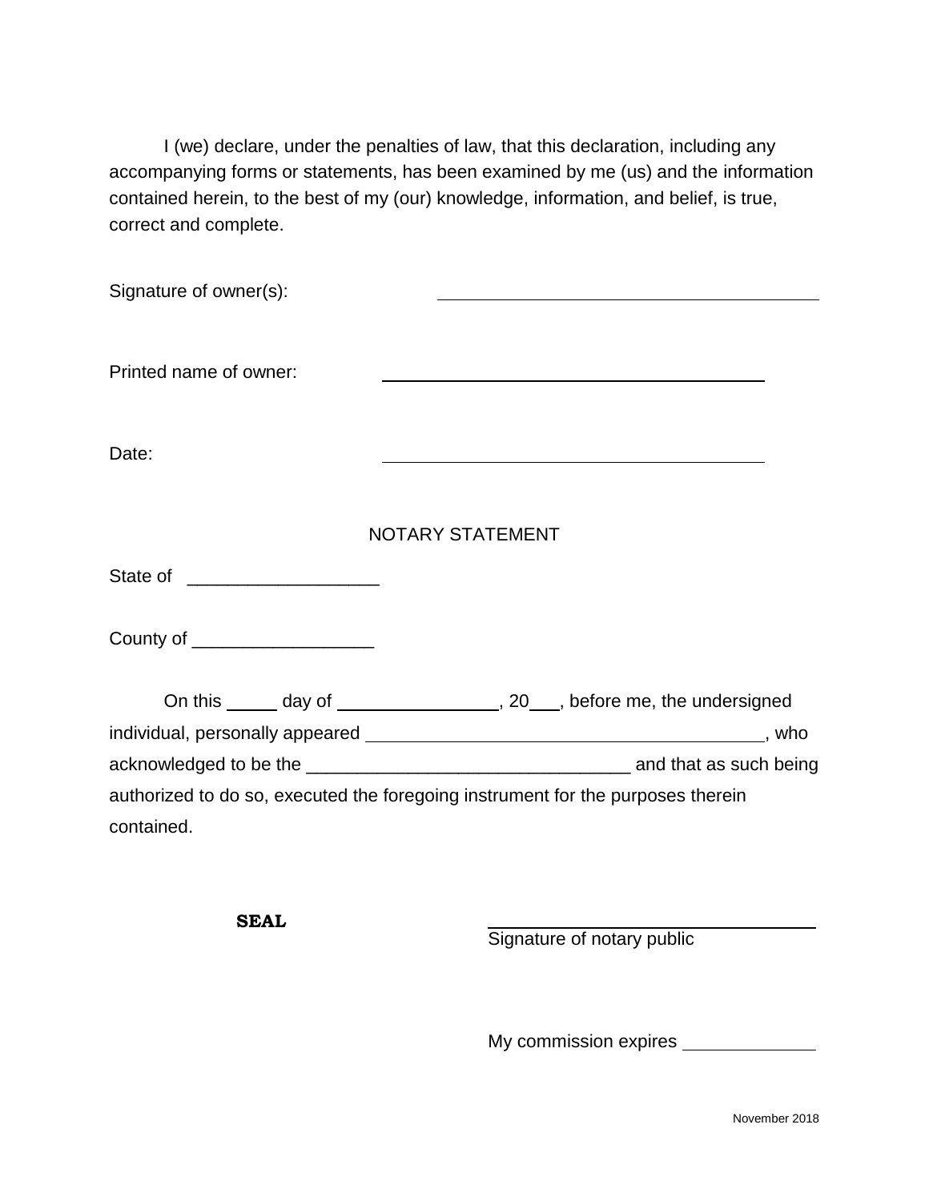I (we) declare, under the penalties of law, that this declaration, including any accompanying forms or statements, has been examined by me (us) and the information contained herein, to the best of my (our) knowledge, information, and belief, is true, correct and complete.

Signature of owner(s): ________________________________________

Printed name of owner: ________________________________________

Date: ________________________________________

NOTARY STATEMENT

State of ___________________

County of __________________

On this _____ day of ________________, 20___, before me, the undersigned individual, personally appeared ________________________________________, who acknowledged to be the ________________________________ and that as such being authorized to do so, executed the foregoing instrument for the purposes therein contained.

**SEAL**

____________________________________
Signature of notary public

My commission expires _____________

November 2018